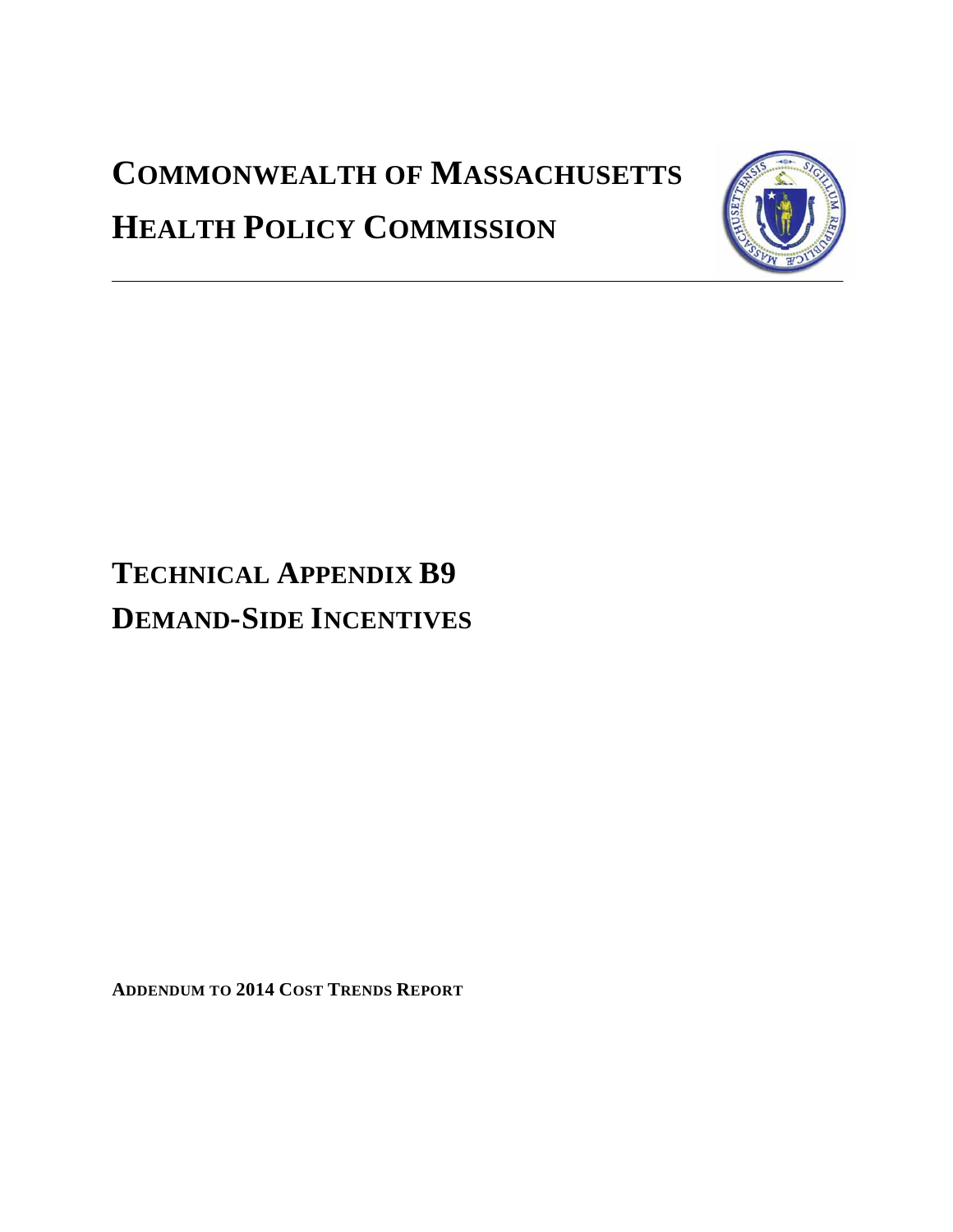# COMMONWEALTH OF MASSACHUSETTS

# HEALTH POLICY COMMISSION

---

# TECHNICAL APPENDIX B9

# DEMAND-SIDE INCENTIVES

**ADDENDUM TO 2014 COST TRENDS REPORT**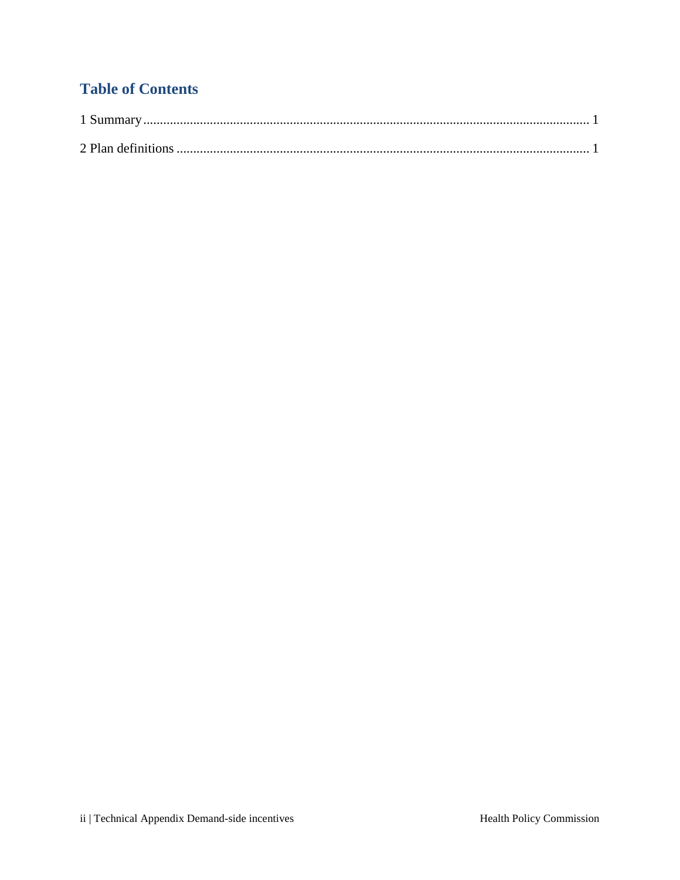## Table of Contents

1 Summary........................................................................................................................ 1

2 Plan definitions ............................................................................................................. 1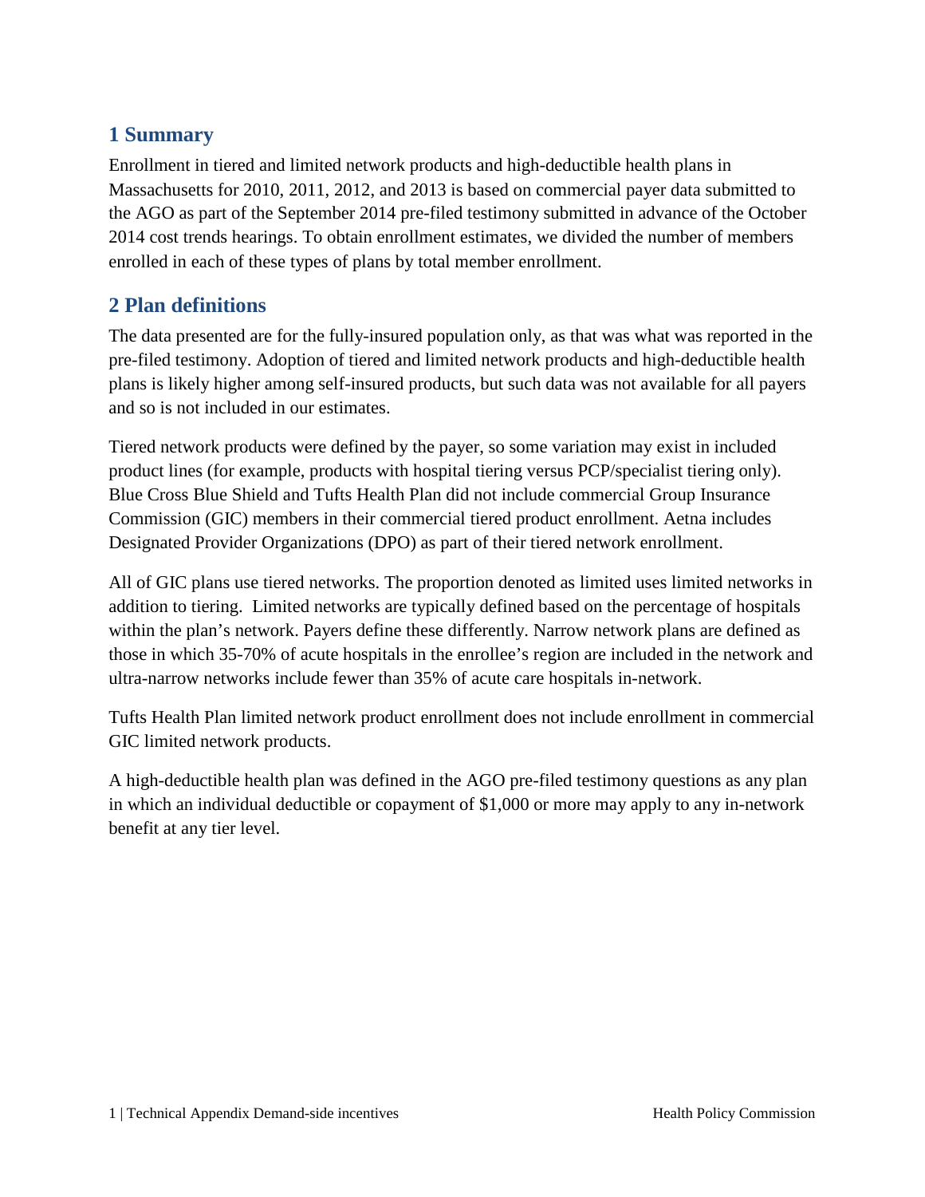## 1 Summary

Enrollment in tiered and limited network products and high-deductible health plans in Massachusetts for 2010, 2011, 2012, and 2013 is based on commercial payer data submitted to the AGO as part of the September 2014 pre-filed testimony submitted in advance of the October 2014 cost trends hearings. To obtain enrollment estimates, we divided the number of members enrolled in each of these types of plans by total member enrollment.

## 2 Plan definitions

The data presented are for the fully-insured population only, as that was what was reported in the pre-filed testimony. Adoption of tiered and limited network products and high-deductible health plans is likely higher among self-insured products, but such data was not available for all payers and so is not included in our estimates.

Tiered network products were defined by the payer, so some variation may exist in included product lines (for example, products with hospital tiering versus PCP/specialist tiering only). Blue Cross Blue Shield and Tufts Health Plan did not include commercial Group Insurance Commission (GIC) members in their commercial tiered product enrollment. Aetna includes Designated Provider Organizations (DPO) as part of their tiered network enrollment.

All of GIC plans use tiered networks. The proportion denoted as limited uses limited networks in addition to tiering. Limited networks are typically defined based on the percentage of hospitals within the plan's network. Payers define these differently. Narrow network plans are defined as those in which 35-70% of acute hospitals in the enrollee's region are included in the network and ultra-narrow networks include fewer than 35% of acute care hospitals in-network.

Tufts Health Plan limited network product enrollment does not include enrollment in commercial GIC limited network products.

A high-deductible health plan was defined in the AGO pre-filed testimony questions as any plan in which an individual deductible or copayment of $1,000 or more may apply to any in-network benefit at any tier level.